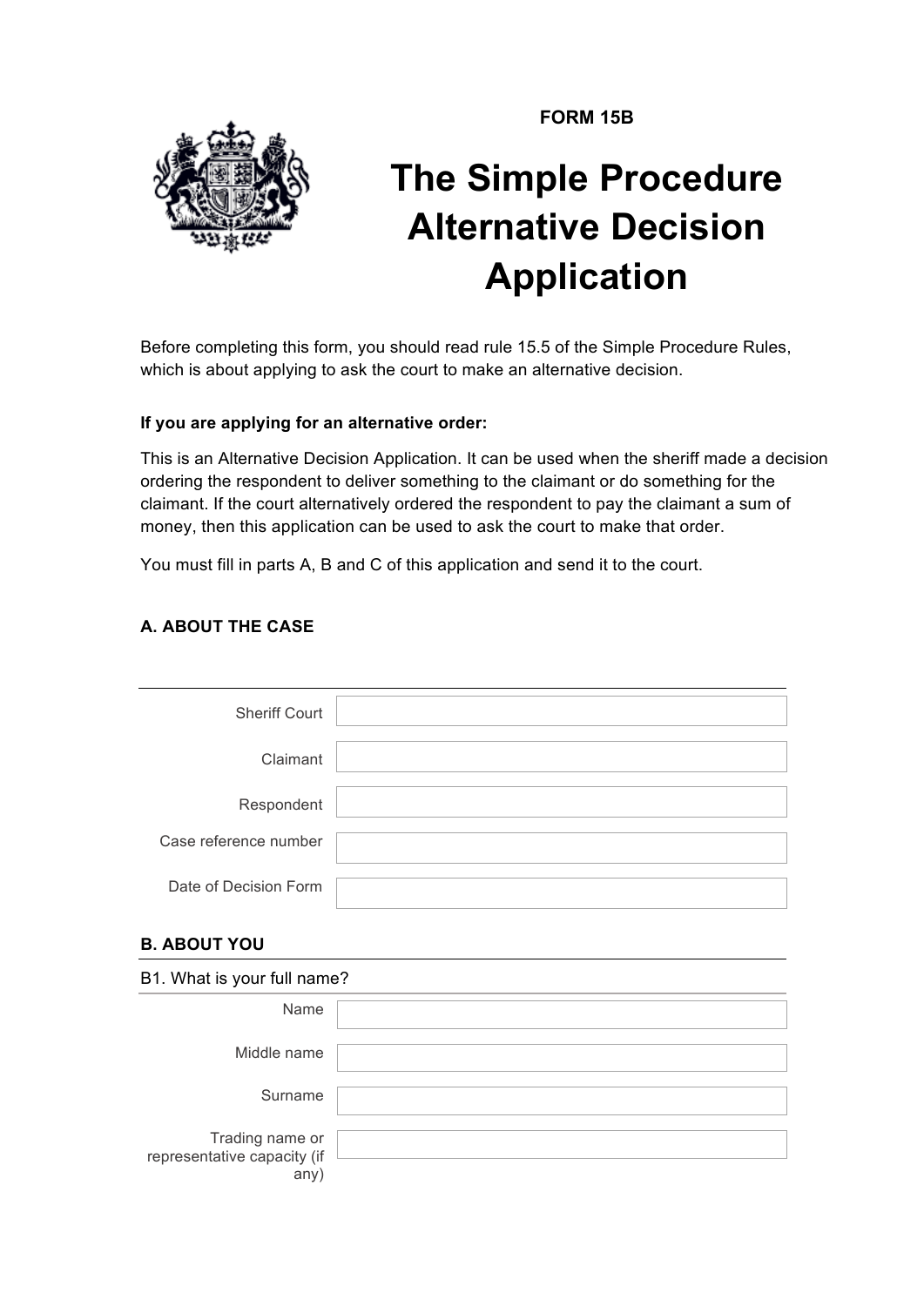**FORM 15B**

# The Simple Procedure Alternative Decision Application

Before completing this form, you should read rule 15.5 of the Simple Procedure Rules, which is about applying to ask the court to make an alternative decision.

**If you are applying for an alternative order:**

This is an Alternative Decision Application. It can be used when the sheriff made a decision ordering the respondent to deliver something to the claimant or do something for the claimant. If the court alternatively ordered the respondent to pay the claimant a sum of money, then this application can be used to ask the court to make that order.

You must fill in parts A, B and C of this application and send it to the court.

## A. ABOUT THE CASE

| | |
|---|---|
| Sheriff Court | |
| Claimant | |
| Respondent | |
| Case reference number | |
| Date of Decision Form | |

## B. ABOUT YOU

B1. What is your full name?

| | |
|---|---|
| Name | |
| Middle name | |
| Surname | |
| Trading name or representative capacity (if any) | |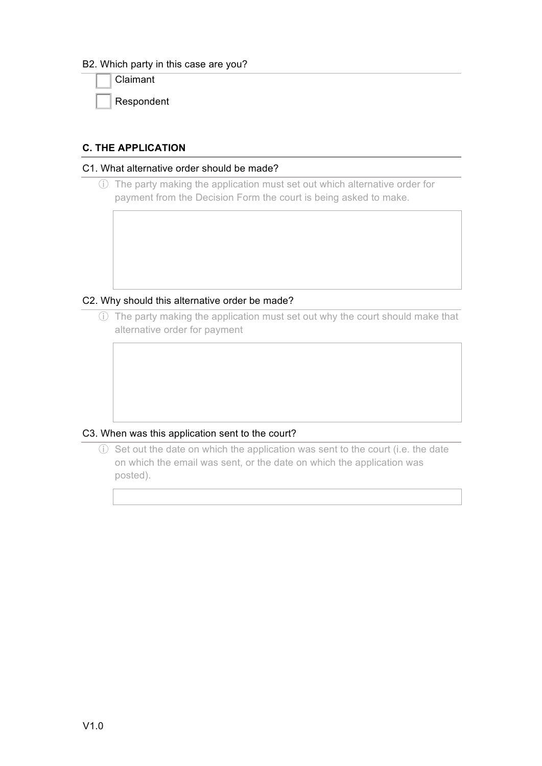B2. Which party in this case are you?

- [ ] Claimant
- [ ] Respondent

**C. THE APPLICATION**

C1. What alternative order should be made?

ⓘ The party making the application must set out which alternative order for payment from the Decision Form the court is being asked to make.

C2. Why should this alternative order be made?

ⓘ The party making the application must set out why the court should make that alternative order for payment

C3. When was this application sent to the court?

ⓘ Set out the date on which the application was sent to the court (i.e. the date on which the email was sent, or the date on which the application was posted).

V1.0